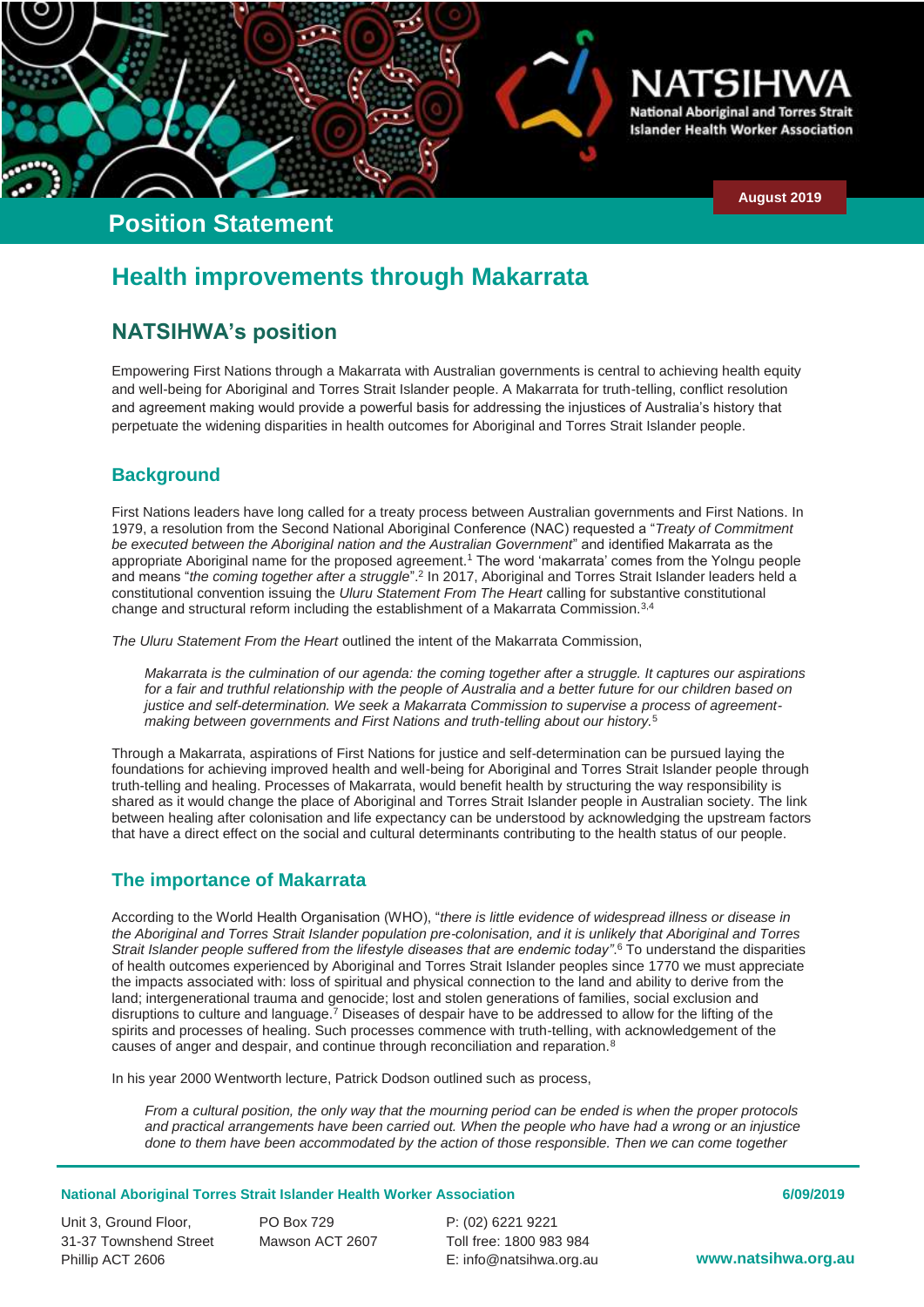NATSIHWA
National Aboriginal and Torres Strait Islander Health Worker Association

August 2019

Position Statement

# Health improvements through Makarrata

## NATSIHWA's position

Empowering First Nations through a Makarrata with Australian governments is central to achieving health equity and well-being for Aboriginal and Torres Strait Islander people. A Makarrata for truth-telling, conflict resolution and agreement making would provide a powerful basis for addressing the injustices of Australia's history that perpetuate the widening disparities in health outcomes for Aboriginal and Torres Strait Islander people.

## Background

First Nations leaders have long called for a treaty process between Australian governments and First Nations. In 1979, a resolution from the Second National Aboriginal Conference (NAC) requested a "*Treaty of Commitment be executed between the Aboriginal nation and the Australian Government*" and identified Makarrata as the appropriate Aboriginal name for the proposed agreement.[1] The word 'makarrata' comes from the Yolngu people and means "*the coming together after a struggle*".[2] In 2017, Aboriginal and Torres Strait Islander leaders held a constitutional convention issuing the *Uluru Statement From The Heart* calling for substantive constitutional change and structural reform including the establishment of a Makarrata Commission.[3,4]

*The Uluru Statement From the Heart* outlined the intent of the Makarrata Commission,

> *Makarrata is the culmination of our agenda: the coming together after a struggle. It captures our aspirations for a fair and truthful relationship with the people of Australia and a better future for our children based on justice and self-determination. We seek a Makarrata Commission to supervise a process of agreement-making between governments and First Nations and truth-telling about our history.*[5]

Through a Makarrata, aspirations of First Nations for justice and self-determination can be pursued laying the foundations for achieving improved health and well-being for Aboriginal and Torres Strait Islander people through truth-telling and healing. Processes of Makarrata, would benefit health by structuring the way responsibility is shared as it would change the place of Aboriginal and Torres Strait Islander people in Australian society. The link between healing after colonisation and life expectancy can be understood by acknowledging the upstream factors that have a direct effect on the social and cultural determinants contributing to the health status of our people.

## The importance of Makarrata

According to the World Health Organisation (WHO), "*there is little evidence of widespread illness or disease in the Aboriginal and Torres Strait Islander population pre-colonisation, and it is unlikely that Aboriginal and Torres Strait Islander people suffered from the lifestyle diseases that are endemic today*".[6] To understand the disparities of health outcomes experienced by Aboriginal and Torres Strait Islander peoples since 1770 we must appreciate the impacts associated with: loss of spiritual and physical connection to the land and ability to derive from the land; intergenerational trauma and genocide; lost and stolen generations of families, social exclusion and disruptions to culture and language.[7] Diseases of despair have to be addressed to allow for the lifting of the spirits and processes of healing. Such processes commence with truth-telling, with acknowledgement of the causes of anger and despair, and continue through reconciliation and reparation.[8]

In his year 2000 Wentworth lecture, Patrick Dodson outlined such as process,

> *From a cultural position, the only way that the mourning period can be ended is when the proper protocols and practical arrangements have been carried out. When the people who have had a wrong or an injustice done to them have been accommodated by the action of those responsible. Then we can come together*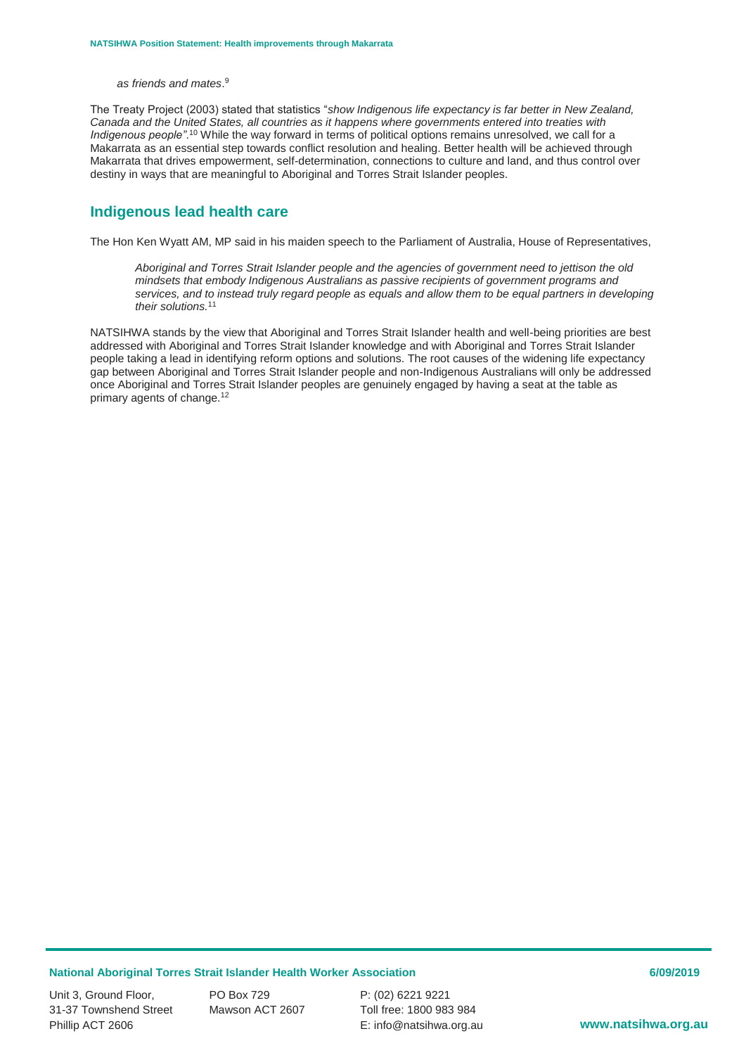*as friends and mates*.[9]

The Treaty Project (2003) stated that statistics "*show Indigenous life expectancy is far better in New Zealand, Canada and the United States, all countries as it happens where governments entered into treaties with Indigenous people".*[10] While the way forward in terms of political options remains unresolved, we call for a Makarrata as an essential step towards conflict resolution and healing. Better health will be achieved through Makarrata that drives empowerment, self-determination, connections to culture and land, and thus control over destiny in ways that are meaningful to Aboriginal and Torres Strait Islander peoples.

## Indigenous lead health care

The Hon Ken Wyatt AM, MP said in his maiden speech to the Parliament of Australia, House of Representatives,

> *Aboriginal and Torres Strait Islander people and the agencies of government need to jettison the old mindsets that embody Indigenous Australians as passive recipients of government programs and services, and to instead truly regard people as equals and allow them to be equal partners in developing their solutions.*[11]

NATSIHWA stands by the view that Aboriginal and Torres Strait Islander health and well-being priorities are best addressed with Aboriginal and Torres Strait Islander knowledge and with Aboriginal and Torres Strait Islander people taking a lead in identifying reform options and solutions. The root causes of the widening life expectancy gap between Aboriginal and Torres Strait Islander people and non-Indigenous Australians will only be addressed once Aboriginal and Torres Strait Islander peoples are genuinely engaged by having a seat at the table as primary agents of change.[12]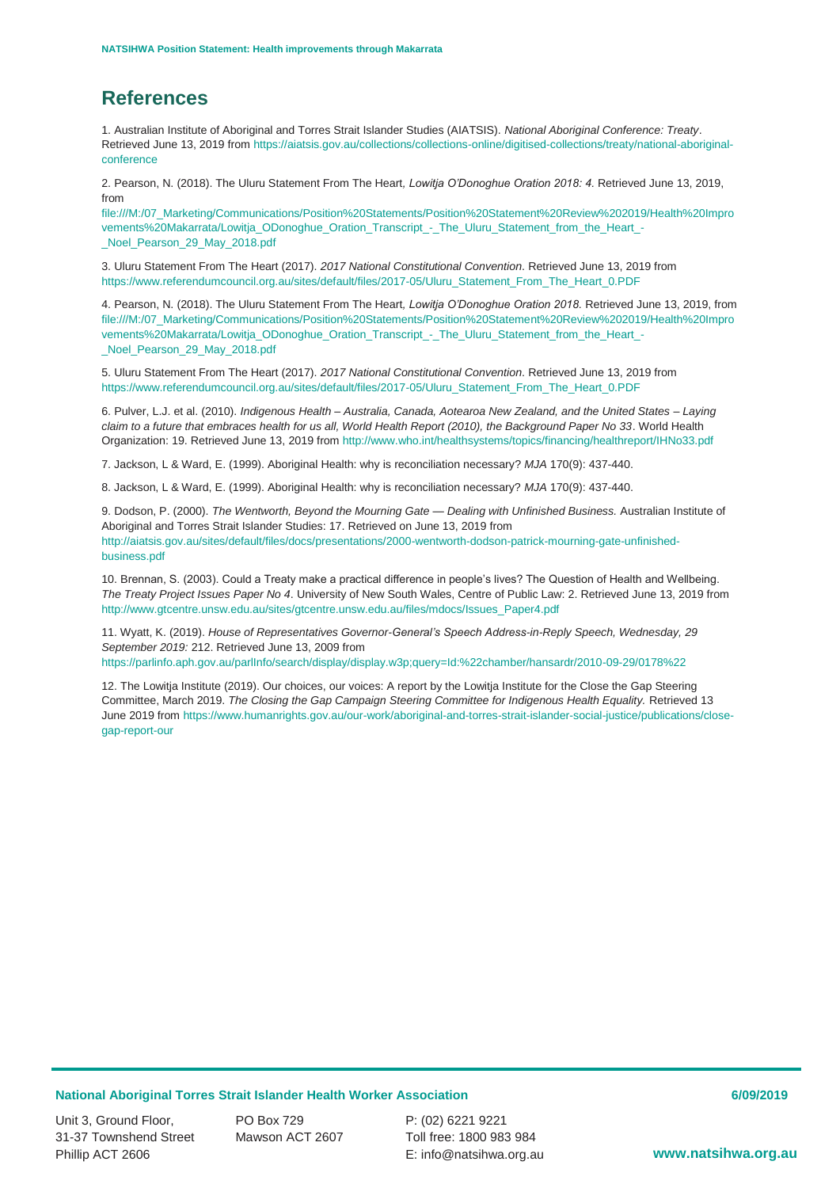## References

1. Australian Institute of Aboriginal and Torres Strait Islander Studies (AIATSIS). *National Aboriginal Conference: Treaty*. Retrieved June 13, 2019 from https://aiatsis.gov.au/collections/collections-online/digitised-collections/treaty/national-aboriginal-conference

2. Pearson, N. (2018). The Uluru Statement From The Heart, *Lowitja O'Donoghue Oration 2018: 4.* Retrieved June 13, 2019, from file:///M:/07_Marketing/Communications/Position%20Statements/Position%20Statement%20Review%202019/Health%20Improvements%20Makarrata/Lowitja_ODonoghue_Oration_Transcript_-_The_Uluru_Statement_from_the_Heart_-_Noel_Pearson_29_May_2018.pdf

3. Uluru Statement From The Heart (2017). *2017 National Constitutional Convention*. Retrieved June 13, 2019 from https://www.referendumcouncil.org.au/sites/default/files/2017-05/Uluru_Statement_From_The_Heart_0.PDF

4. Pearson, N. (2018). The Uluru Statement From The Heart, *Lowitja O'Donoghue Oration 2018.* Retrieved June 13, 2019, from file:///M:/07_Marketing/Communications/Position%20Statements/Position%20Statement%20Review%202019/Health%20Improvements%20Makarrata/Lowitja_ODonoghue_Oration_Transcript_-_The_Uluru_Statement_from_the_Heart_-_Noel_Pearson_29_May_2018.pdf

5. Uluru Statement From The Heart (2017). *2017 National Constitutional Convention*. Retrieved June 13, 2019 from https://www.referendumcouncil.org.au/sites/default/files/2017-05/Uluru_Statement_From_The_Heart_0.PDF

6. Pulver, L.J. et al. (2010). *Indigenous Health – Australia, Canada, Aotearoa New Zealand, and the United States – Laying claim to a future that embraces health for us all, World Health Report (2010), the Background Paper No 33*. World Health Organization: 19. Retrieved June 13, 2019 from http://www.who.int/healthsystems/topics/financing/healthreport/IHNo33.pdf

7. Jackson, L & Ward, E. (1999). Aboriginal Health: why is reconciliation necessary? *MJA* 170(9): 437-440.

8. Jackson, L & Ward, E. (1999). Aboriginal Health: why is reconciliation necessary? *MJA* 170(9): 437-440.

9. Dodson, P. (2000). *The Wentworth, Beyond the Mourning Gate — Dealing with Unfinished Business.* Australian Institute of Aboriginal and Torres Strait Islander Studies: 17. Retrieved on June 13, 2019 from http://aiatsis.gov.au/sites/default/files/docs/presentations/2000-wentworth-dodson-patrick-mourning-gate-unfinished-business.pdf

10. Brennan, S. (2003). Could a Treaty make a practical difference in people's lives? The Question of Health and Wellbeing. *The Treaty Project Issues Paper No 4*. University of New South Wales, Centre of Public Law: 2. Retrieved June 13, 2019 from http://www.gtcentre.unsw.edu.au/sites/gtcentre.unsw.edu.au/files/mdocs/Issues_Paper4.pdf

11. Wyatt, K. (2019). *House of Representatives Governor-General's Speech Address-in-Reply Speech, Wednesday, 29 September 2019:* 212. Retrieved June 13, 2009 from https://parlinfo.aph.gov.au/parlInfo/search/display/display.w3p;query=Id:%22chamber/hansardr/2010-09-29/0178%22

12. The Lowitja Institute (2019). Our choices, our voices: A report by the Lowitja Institute for the Close the Gap Steering Committee, March 2019. *The Closing the Gap Campaign Steering Committee for Indigenous Health Equality.* Retrieved 13 June 2019 from https://www.humanrights.gov.au/our-work/aboriginal-and-torres-strait-islander-social-justice/publications/close-gap-report-our